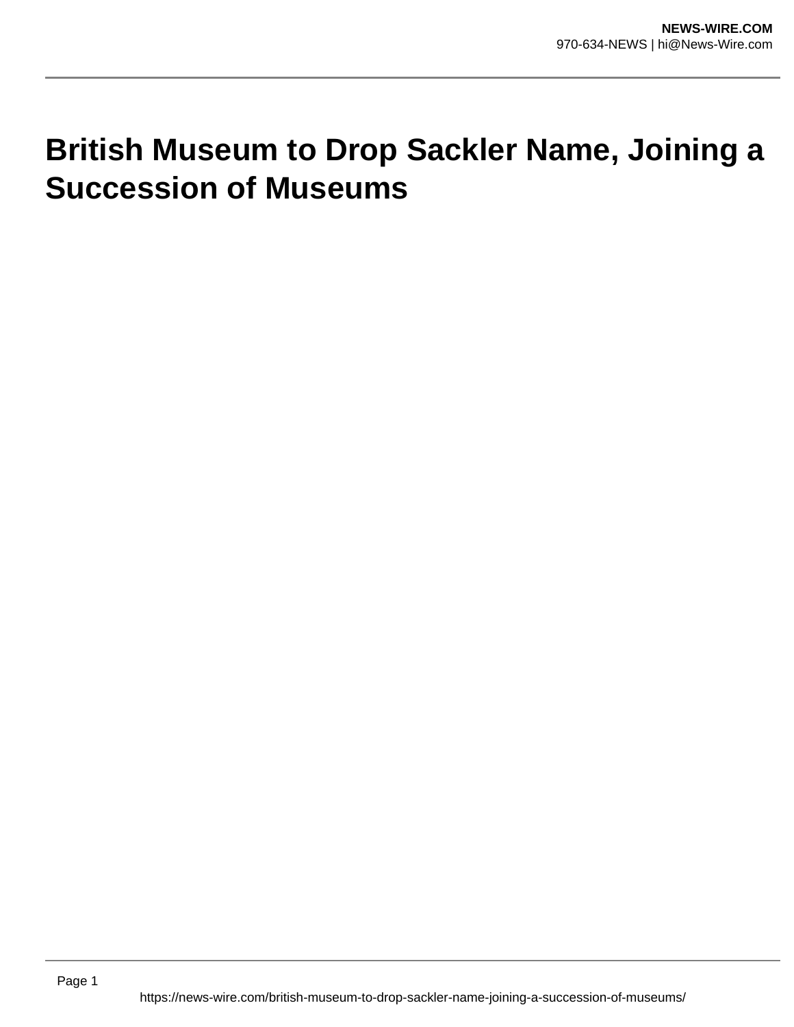# British Museum to Drop Sackler Name, Joining a Succession of Museums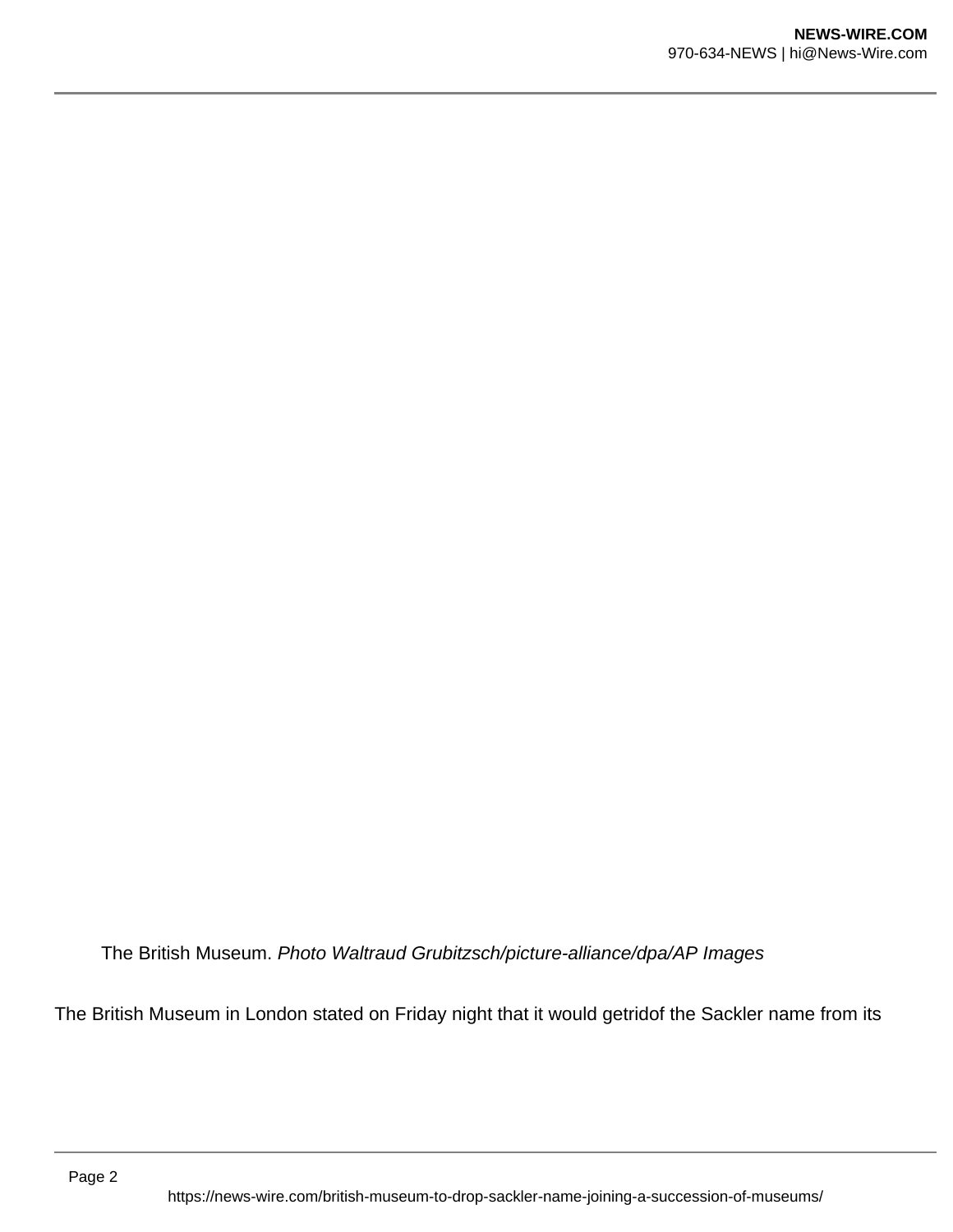The British Museum. *Photo Waltraud Grubitzsch/picture-alliance/dpa/AP Images*

The British Museum in London stated on Friday night that it would getridof the Sackler name from its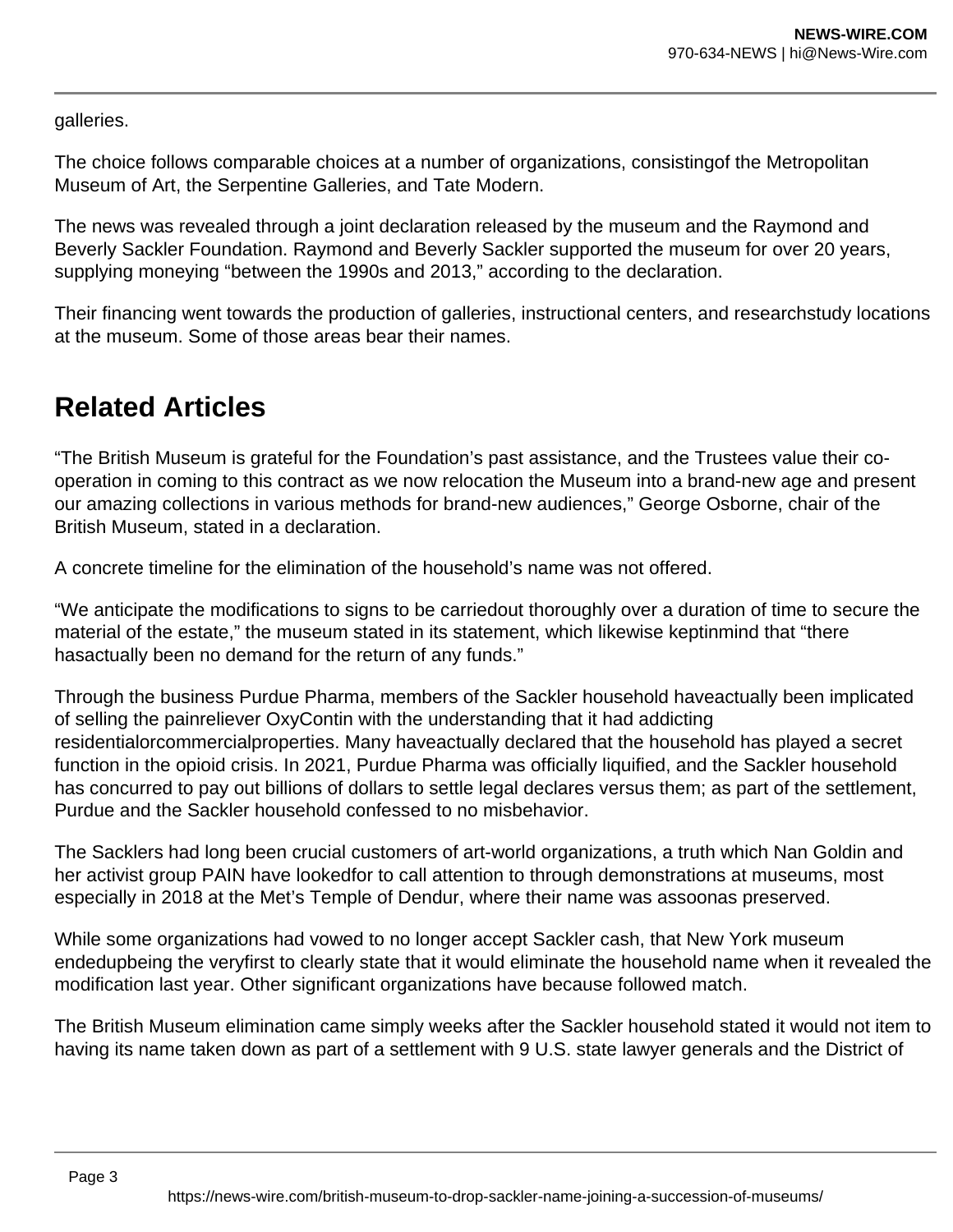galleries.

The choice follows comparable choices at a number of organizations, consistingof the Metropolitan Museum of Art, the Serpentine Galleries, and Tate Modern.

The news was revealed through a joint declaration released by the museum and the Raymond and Beverly Sackler Foundation. Raymond and Beverly Sackler supported the museum for over 20 years, supplying moneying "between the 1990s and 2013," according to the declaration.

Their financing went towards the production of galleries, instructional centers, and researchstudy locations at the museum. Some of those areas bear their names.

## Related Articles

"The British Museum is grateful for the Foundation's past assistance, and the Trustees value their co-operation in coming to this contract as we now relocation the Museum into a brand-new age and present our amazing collections in various methods for brand-new audiences," George Osborne, chair of the British Museum, stated in a declaration.

A concrete timeline for the elimination of the household's name was not offered.

"We anticipate the modifications to signs to be carriedout thoroughly over a duration of time to secure the material of the estate," the museum stated in its statement, which likewise keptinmind that "there hasactually been no demand for the return of any funds."

Through the business Purdue Pharma, members of the Sackler household haveactually been implicated of selling the painreliever OxyContin with the understanding that it had addicting residentialorcommercialproperties. Many haveactually declared that the household has played a secret function in the opioid crisis. In 2021, Purdue Pharma was officially liquified, and the Sackler household has concurred to pay out billions of dollars to settle legal declares versus them; as part of the settlement, Purdue and the Sackler household confessed to no misbehavior.

The Sacklers had long been crucial customers of art-world organizations, a truth which Nan Goldin and her activist group PAIN have lookedfor to call attention to through demonstrations at museums, most especially in 2018 at the Met's Temple of Dendur, where their name was assoonas preserved.

While some organizations had vowed to no longer accept Sackler cash, that New York museum endedupbeing the veryfirst to clearly state that it would eliminate the household name when it revealed the modification last year. Other significant organizations have because followed match.

The British Museum elimination came simply weeks after the Sackler household stated it would not item to having its name taken down as part of a settlement with 9 U.S. state lawyer generals and the District of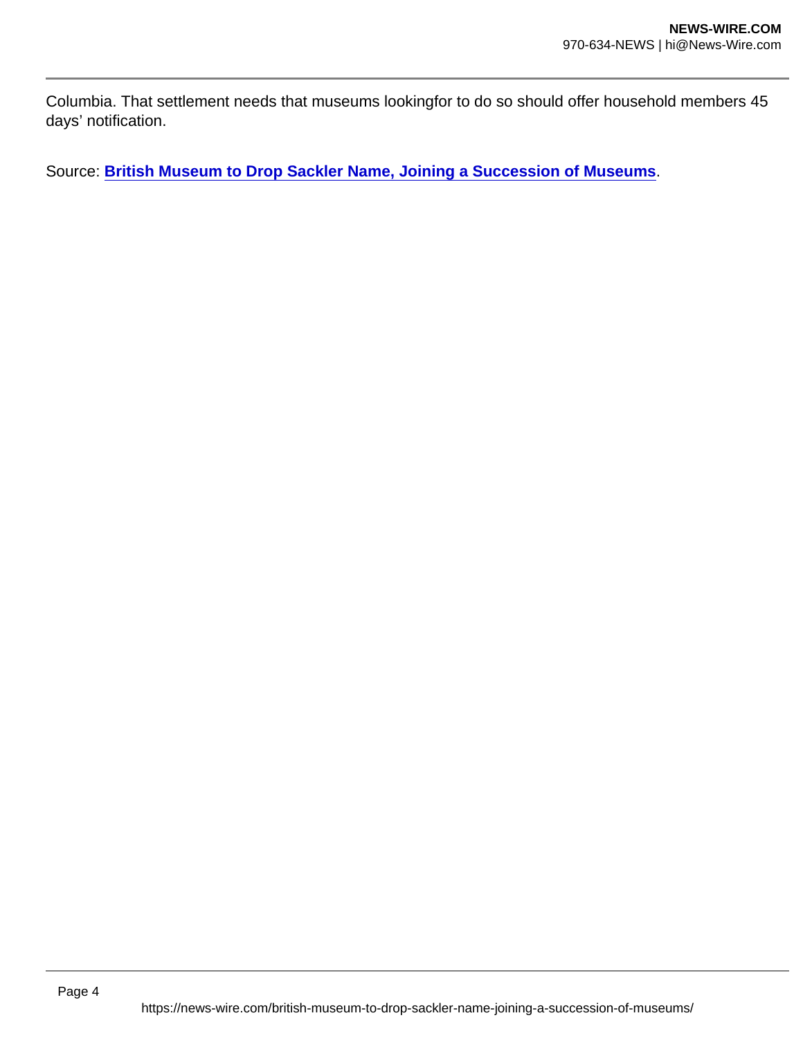Columbia. That settlement needs that museums lookingfor to do so should offer household members 45 days' notification.

Source: **British Museum to Drop Sackler Name, Joining a Succession of Museums**.